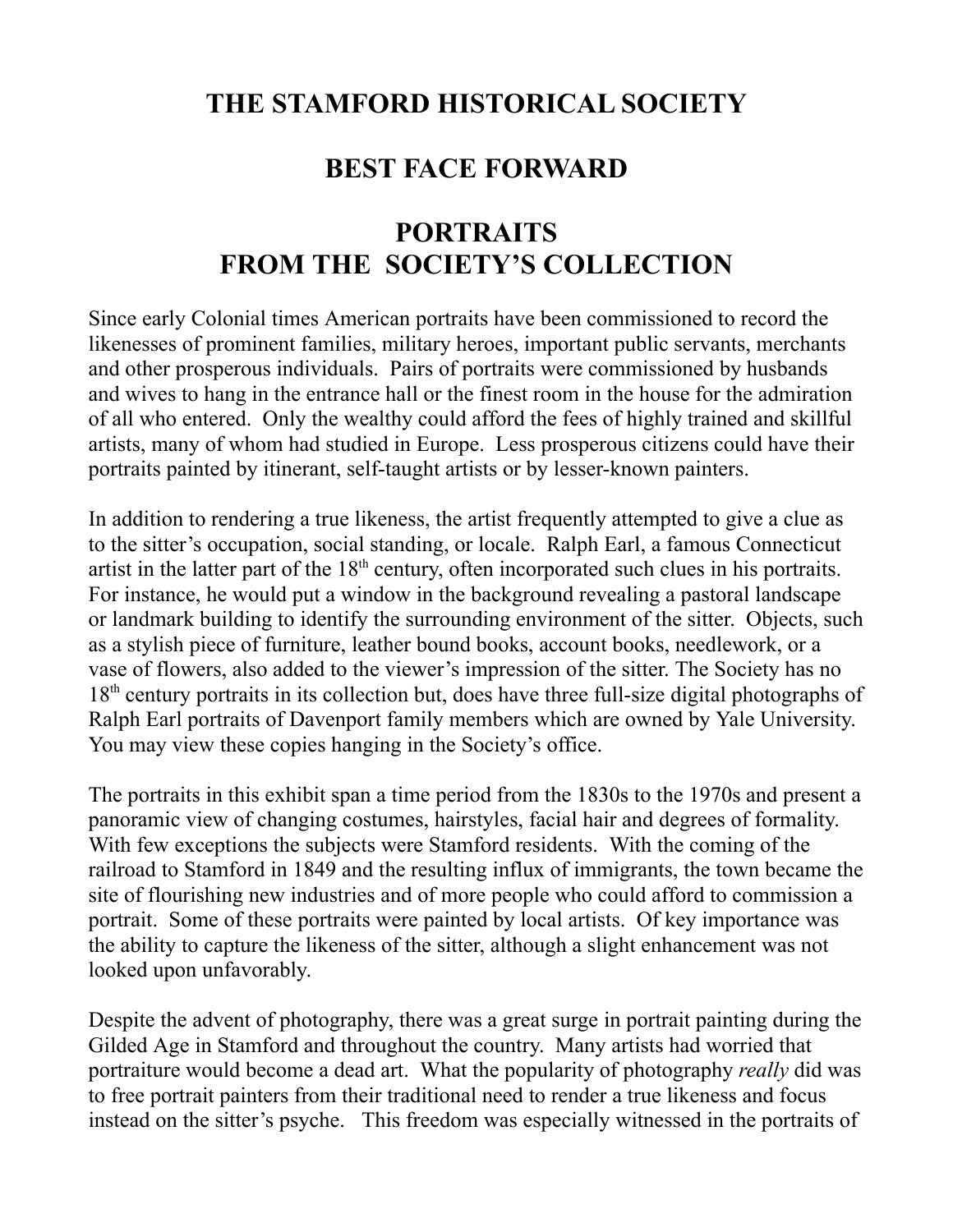# THE STAMFORD HISTORICAL SOCIETY

## BEST FACE FORWARD

## PORTRAITS FROM THE SOCIETY'S COLLECTION

Since early Colonial times American portraits have been commissioned to record the likenesses of prominent families, military heroes, important public servants, merchants and other prosperous individuals. Pairs of portraits were commissioned by husbands and wives to hang in the entrance hall or the finest room in the house for the admiration of all who entered. Only the wealthy could afford the fees of highly trained and skillful artists, many of whom had studied in Europe. Less prosperous citizens could have their portraits painted by itinerant, self-taught artists or by lesser-known painters.

In addition to rendering a true likeness, the artist frequently attempted to give a clue as to the sitter's occupation, social standing, or locale. Ralph Earl, a famous Connecticut artist in the latter part of the 18th century, often incorporated such clues in his portraits. For instance, he would put a window in the background revealing a pastoral landscape or landmark building to identify the surrounding environment of the sitter. Objects, such as a stylish piece of furniture, leather bound books, account books, needlework, or a vase of flowers, also added to the viewer's impression of the sitter. The Society has no 18th century portraits in its collection but, does have three full-size digital photographs of Ralph Earl portraits of Davenport family members which are owned by Yale University. You may view these copies hanging in the Society's office.

The portraits in this exhibit span a time period from the 1830s to the 1970s and present a panoramic view of changing costumes, hairstyles, facial hair and degrees of formality. With few exceptions the subjects were Stamford residents. With the coming of the railroad to Stamford in 1849 and the resulting influx of immigrants, the town became the site of flourishing new industries and of more people who could afford to commission a portrait. Some of these portraits were painted by local artists. Of key importance was the ability to capture the likeness of the sitter, although a slight enhancement was not looked upon unfavorably.

Despite the advent of photography, there was a great surge in portrait painting during the Gilded Age in Stamford and throughout the country. Many artists had worried that portraiture would become a dead art. What the popularity of photography *really* did was to free portrait painters from their traditional need to render a true likeness and focus instead on the sitter's psyche. This freedom was especially witnessed in the portraits of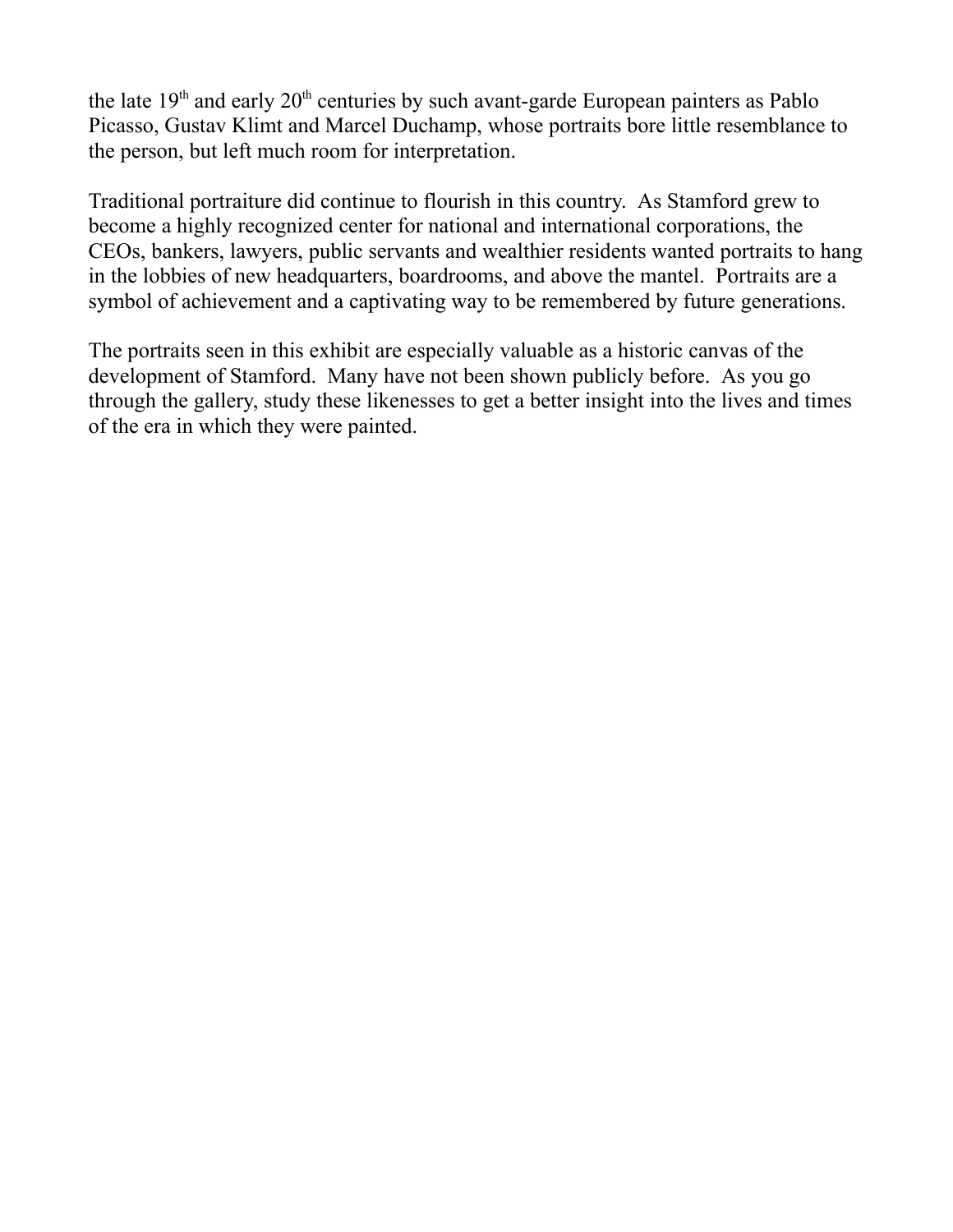the late 19th and early 20th centuries by such avant-garde European painters as Pablo Picasso, Gustav Klimt and Marcel Duchamp, whose portraits bore little resemblance to the person, but left much room for interpretation.

Traditional portraiture did continue to flourish in this country. As Stamford grew to become a highly recognized center for national and international corporations, the CEOs, bankers, lawyers, public servants and wealthier residents wanted portraits to hang in the lobbies of new headquarters, boardrooms, and above the mantel. Portraits are a symbol of achievement and a captivating way to be remembered by future generations.

The portraits seen in this exhibit are especially valuable as a historic canvas of the development of Stamford. Many have not been shown publicly before. As you go through the gallery, study these likenesses to get a better insight into the lives and times of the era in which they were painted.